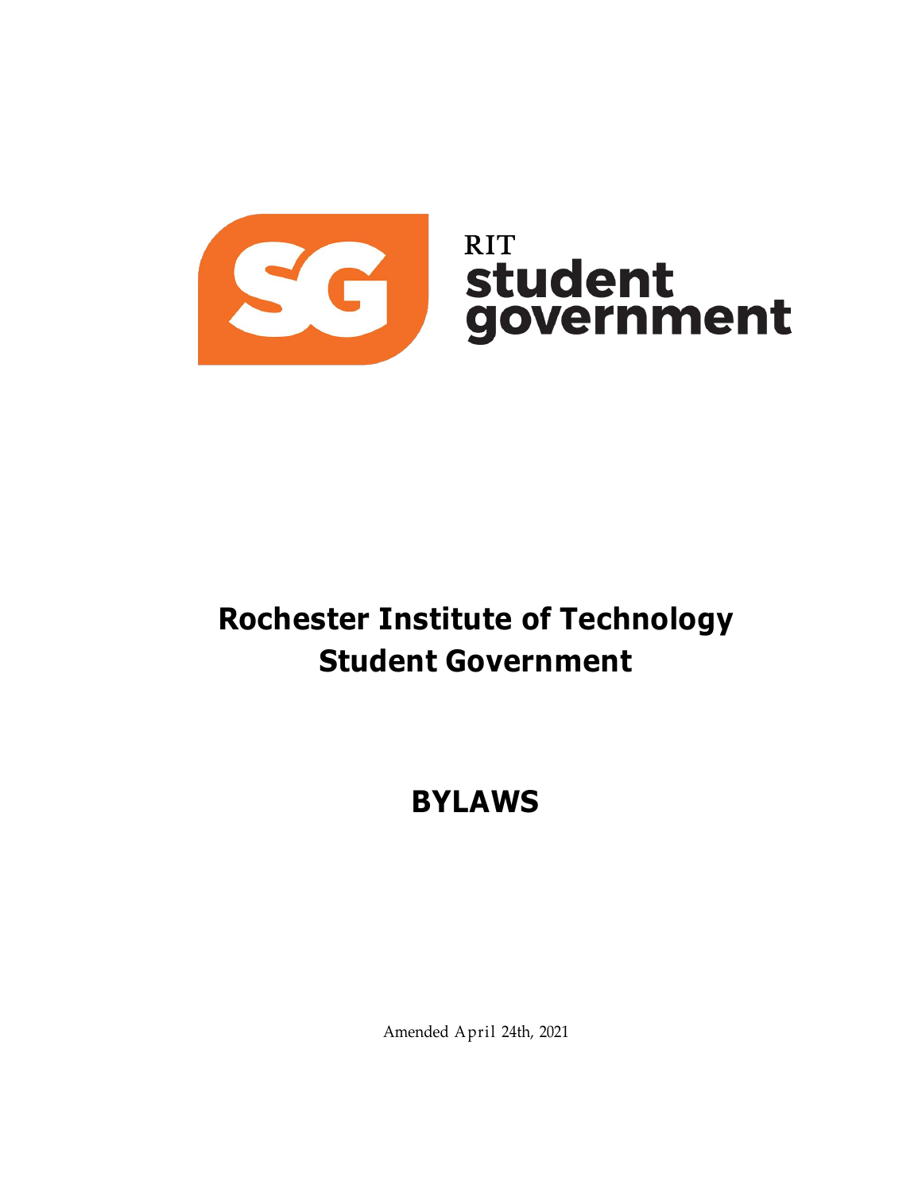RIT
student
government

# Rochester Institute of Technology Student Government

# BYLAWS

Amended April 24th, 2021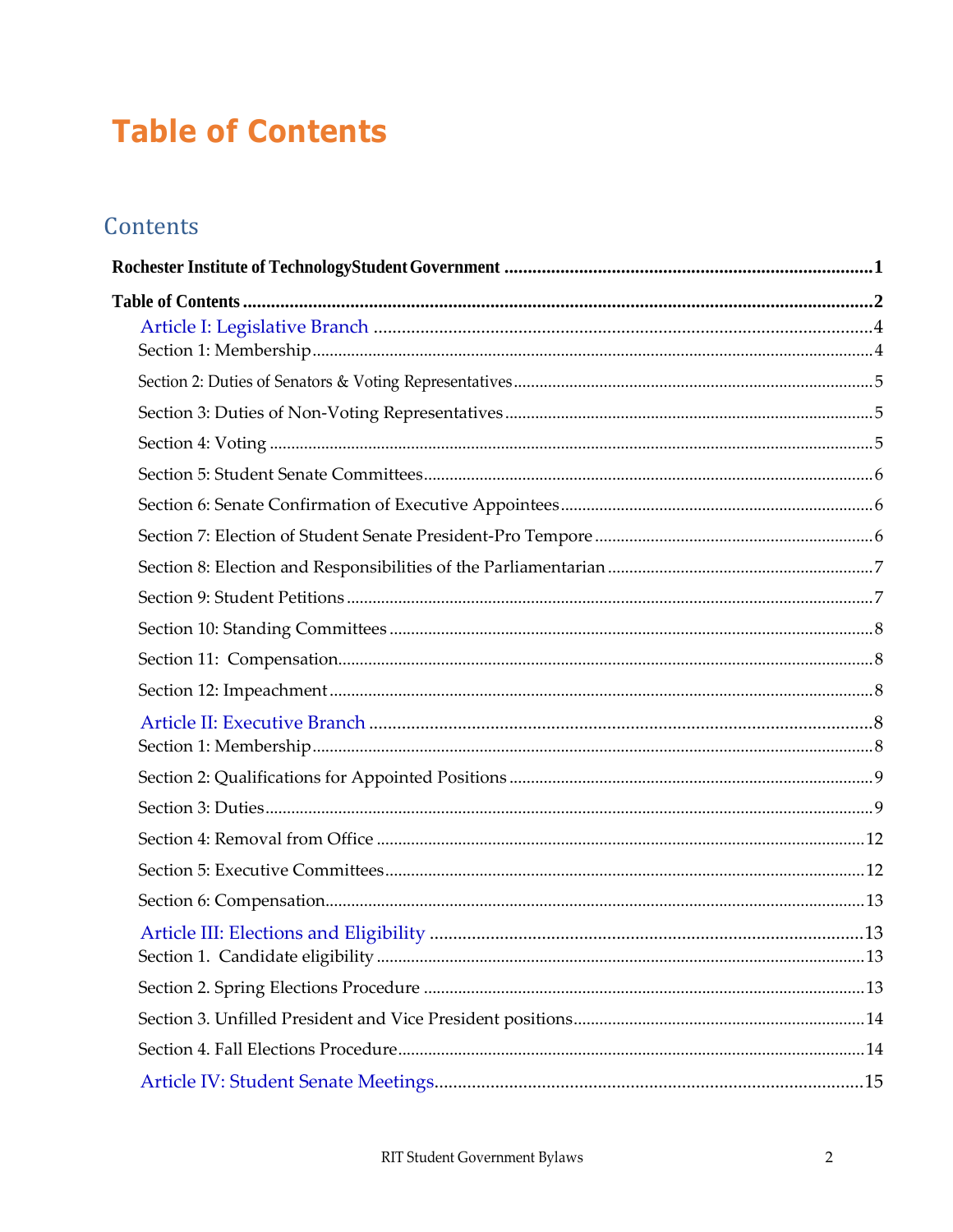# Table of Contents

## Contents

**Rochester Institute of TechnologyStudent Government** ............................................................................... 1

**Table of Contents** ........................................................................................................................................ 2

Article I: Legislative Branch ............................................................................................................ 4

Section 1: Membership ................................................................................................................... 4

Section 2: Duties of Senators & Voting Representatives ............................................................... 5

Section 3: Duties of Non-Voting Representatives ........................................................................... 5

Section 4: Voting ............................................................................................................................. 5

Section 5: Student Senate Committees ........................................................................................... 6

Section 6: Senate Confirmation of Executive Appointees .............................................................. 6

Section 7: Election of Student Senate President-Pro Tempore ....................................................... 6

Section 8: Election and Responsibilities of the Parliamentarian ................................................... 7

Section 9: Student Petitions ............................................................................................................ 7

Section 10: Standing Committees ................................................................................................... 8

Section 11: Compensation ............................................................................................................... 8

Section 12: Impeachment ................................................................................................................ 8

Article II: Executive Branch ............................................................................................................ 8

Section 1: Membership ................................................................................................................... 8

Section 2: Qualifications for Appointed Positions .......................................................................... 9

Section 3: Duties ............................................................................................................................. 9

Section 4: Removal from Office .................................................................................................... 12

Section 5: Executive Committees .................................................................................................. 12

Section 6: Compensation ............................................................................................................... 13

Article III: Elections and Eligibility ............................................................................................... 13

Section 1. Candidate eligibility ..................................................................................................... 13

Section 2. Spring Elections Procedure ......................................................................................... 13

Section 3. Unfilled President and Vice President positions ........................................................ 14

Section 4. Fall Elections Procedure .............................................................................................. 14

Article IV: Student Senate Meetings .............................................................................................. 15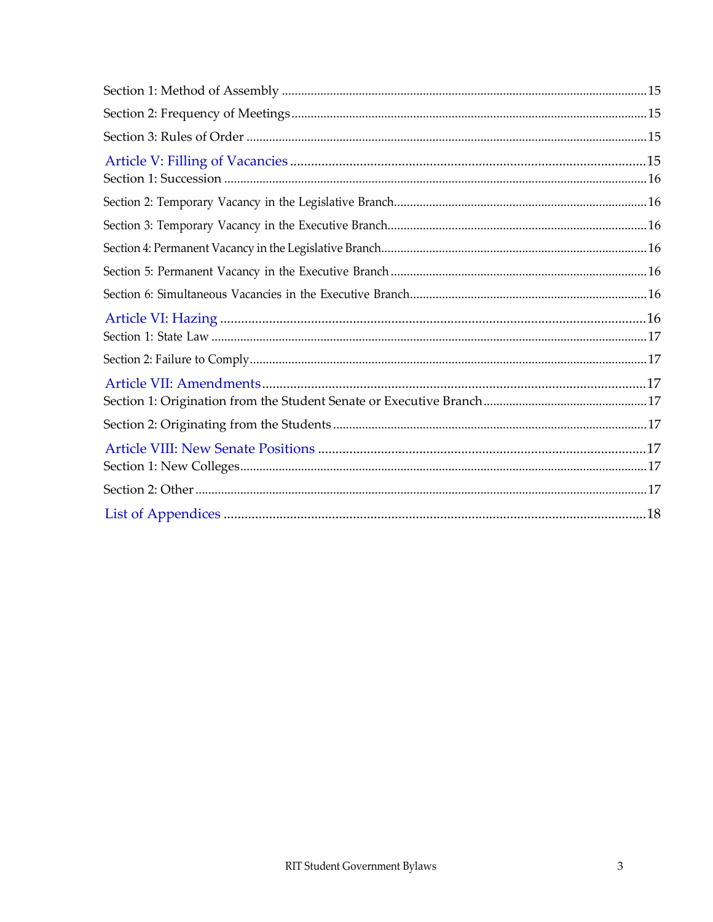Section 1: Method of Assembly ....................................................................................................15

Section 2: Frequency of Meetings..............................................................................................15

Section 3: Rules of Order ............................................................................................................15

Article V: Filling of Vacancies .....................................................................................15

Section 1: Succession ..................................................................................................................16

Section 2: Temporary Vacancy in the Legislative Branch..........................................................16

Section 3: Temporary Vacancy in the Executive Branch............................................................16

Section 4: Permanent Vacancy in the Legislative Branch...........................................................16

Section 5: Permanent Vacancy in the Executive Branch ............................................................16

Section 6: Simultaneous Vacancies in the Executive Branch......................................................16

Article VI: Hazing .........................................................................................................16

Section 1: State Law ....................................................................................................................17

Section 2: Failure to Comply........................................................................................................17

Article VII: Amendments..............................................................................................17

Section 1: Origination from the Student Senate or Executive Branch........................................17

Section 2: Originating from the Students ....................................................................................17

Article VIII: New Senate Positions .............................................................................17

Section 1: New Colleges..............................................................................................................17

Section 2: Other ...........................................................................................................................17

List of Appendices .........................................................................................................18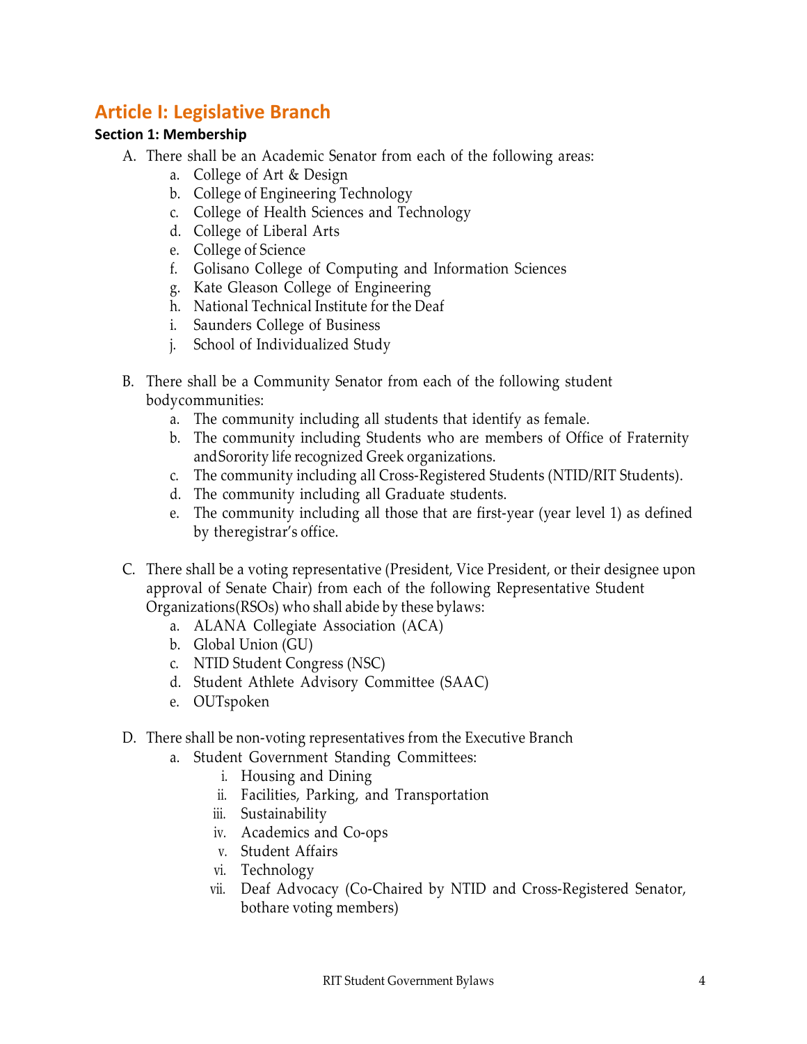## Article I: Legislative Branch

### Section 1: Membership

A. There shall be an Academic Senator from each of the following areas:
   a. College of Art & Design
   b. College of Engineering Technology
   c. College of Health Sciences and Technology
   d. College of Liberal Arts
   e. College of Science
   f. Golisano College of Computing and Information Sciences
   g. Kate Gleason College of Engineering
   h. National Technical Institute for the Deaf
   i. Saunders College of Business
   j. School of Individualized Study

B. There shall be a Community Senator from each of the following student bodycommunities:
   a. The community including all students that identify as female.
   b. The community including Students who are members of Office of Fraternity andSorority life recognized Greek organizations.
   c. The community including all Cross-Registered Students (NTID/RIT Students).
   d. The community including all Graduate students.
   e. The community including all those that are first-year (year level 1) as defined by theregistrar's office.

C. There shall be a voting representative (President, Vice President, or their designee upon approval of Senate Chair) from each of the following Representative Student Organizations(RSOs) who shall abide by these bylaws:
   a. ALANA Collegiate Association (ACA)
   b. Global Union (GU)
   c. NTID Student Congress (NSC)
   d. Student Athlete Advisory Committee (SAAC)
   e. OUTspoken

D. There shall be non-voting representatives from the Executive Branch
   a. Student Government Standing Committees:
      i. Housing and Dining
      ii. Facilities, Parking, and Transportation
      iii. Sustainability
      iv. Academics and Co-ops
      v. Student Affairs
      vi. Technology
      vii. Deaf Advocacy (Co-Chaired by NTID and Cross-Registered Senator, bothare voting members)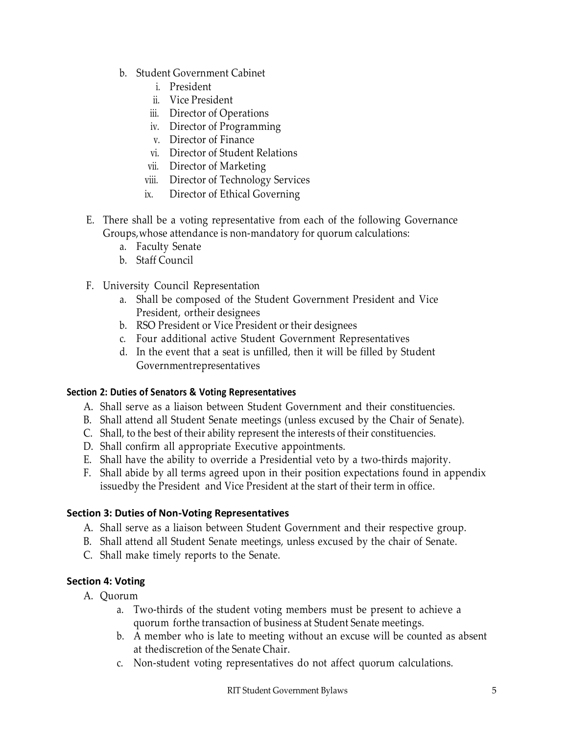b. Student Government Cabinet
    i. President
    ii. Vice President
    iii. Director of Operations
    iv. Director of Programming
    v. Director of Finance
    vi. Director of Student Relations
    vii. Director of Marketing
    viii. Director of Technology Services
    ix. Director of Ethical Governing

E. There shall be a voting representative from each of the following Governance Groups,whose attendance is non-mandatory for quorum calculations:
    a. Faculty Senate
    b. Staff Council

F. University Council Representation
    a. Shall be composed of the Student Government President and Vice President, ortheir designees
    b. RSO President or Vice President or their designees
    c. Four additional active Student Government Representatives
    d. In the event that a seat is unfilled, then it will be filled by Student Governmentrepresentatives

#### Section 2: Duties of Senators & Voting Representatives

A. Shall serve as a liaison between Student Government and their constituencies.
B. Shall attend all Student Senate meetings (unless excused by the Chair of Senate).
C. Shall, to the best of their ability represent the interests of their constituencies.
D. Shall confirm all appropriate Executive appointments.
E. Shall have the ability to override a Presidential veto by a two-thirds majority.
F. Shall abide by all terms agreed upon in their position expectations found in appendix issuedby the President and Vice President at the start of their term in office.

#### Section 3: Duties of Non-Voting Representatives

A. Shall serve as a liaison between Student Government and their respective group.
B. Shall attend all Student Senate meetings, unless excused by the chair of Senate.
C. Shall make timely reports to the Senate.

#### Section 4: Voting

A. Quorum
    a. Two-thirds of the student voting members must be present to achieve a quorum forthe transaction of business at Student Senate meetings.
    b. A member who is late to meeting without an excuse will be counted as absent at thediscretion of the Senate Chair.
    c. Non-student voting representatives do not affect quorum calculations.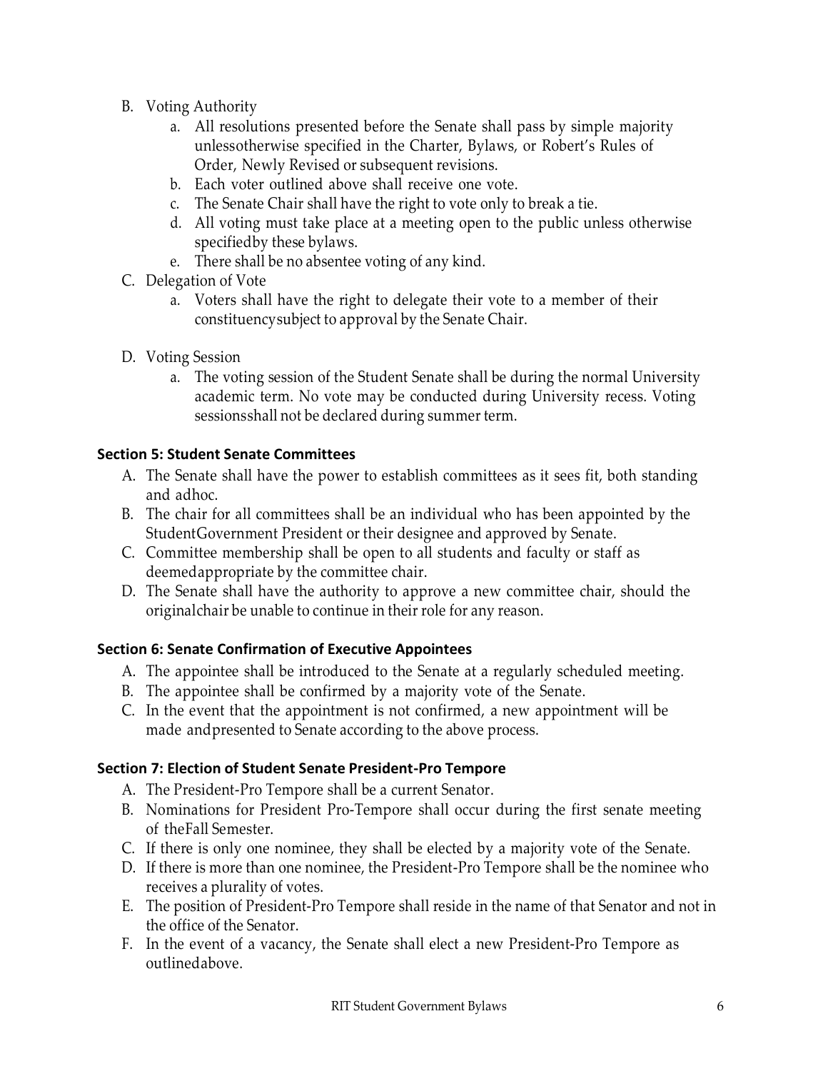B. Voting Authority
    a. All resolutions presented before the Senate shall pass by simple majority unlessotherwise specified in the Charter, Bylaws, or Robert's Rules of Order, Newly Revised or subsequent revisions.
    b. Each voter outlined above shall receive one vote.
    c. The Senate Chair shall have the right to vote only to break a tie.
    d. All voting must take place at a meeting open to the public unless otherwise specifiedby these bylaws.
    e. There shall be no absentee voting of any kind.

C. Delegation of Vote
    a. Voters shall have the right to delegate their vote to a member of their constituencysubject to approval by the Senate Chair.

D. Voting Session
    a. The voting session of the Student Senate shall be during the normal University academic term. No vote may be conducted during University recess. Voting sessionsshall not be declared during summer term.

### Section 5: Student Senate Committees

A. The Senate shall have the power to establish committees as it sees fit, both standing and adhoc.
B. The chair for all committees shall be an individual who has been appointed by the StudentGovernment President or their designee and approved by Senate.
C. Committee membership shall be open to all students and faculty or staff as deemedappropriate by the committee chair.
D. The Senate shall have the authority to approve a new committee chair, should the originalchair be unable to continue in their role for any reason.

### Section 6: Senate Confirmation of Executive Appointees

A. The appointee shall be introduced to the Senate at a regularly scheduled meeting.
B. The appointee shall be confirmed by a majority vote of the Senate.
C. In the event that the appointment is not confirmed, a new appointment will be made andpresented to Senate according to the above process.

### Section 7: Election of Student Senate President-Pro Tempore

A. The President-Pro Tempore shall be a current Senator.
B. Nominations for President Pro-Tempore shall occur during the first senate meeting of theFall Semester.
C. If there is only one nominee, they shall be elected by a majority vote of the Senate.
D. If there is more than one nominee, the President-Pro Tempore shall be the nominee who receives a plurality of votes.
E. The position of President-Pro Tempore shall reside in the name of that Senator and not in the office of the Senator.
F. In the event of a vacancy, the Senate shall elect a new President-Pro Tempore as outlinedabove.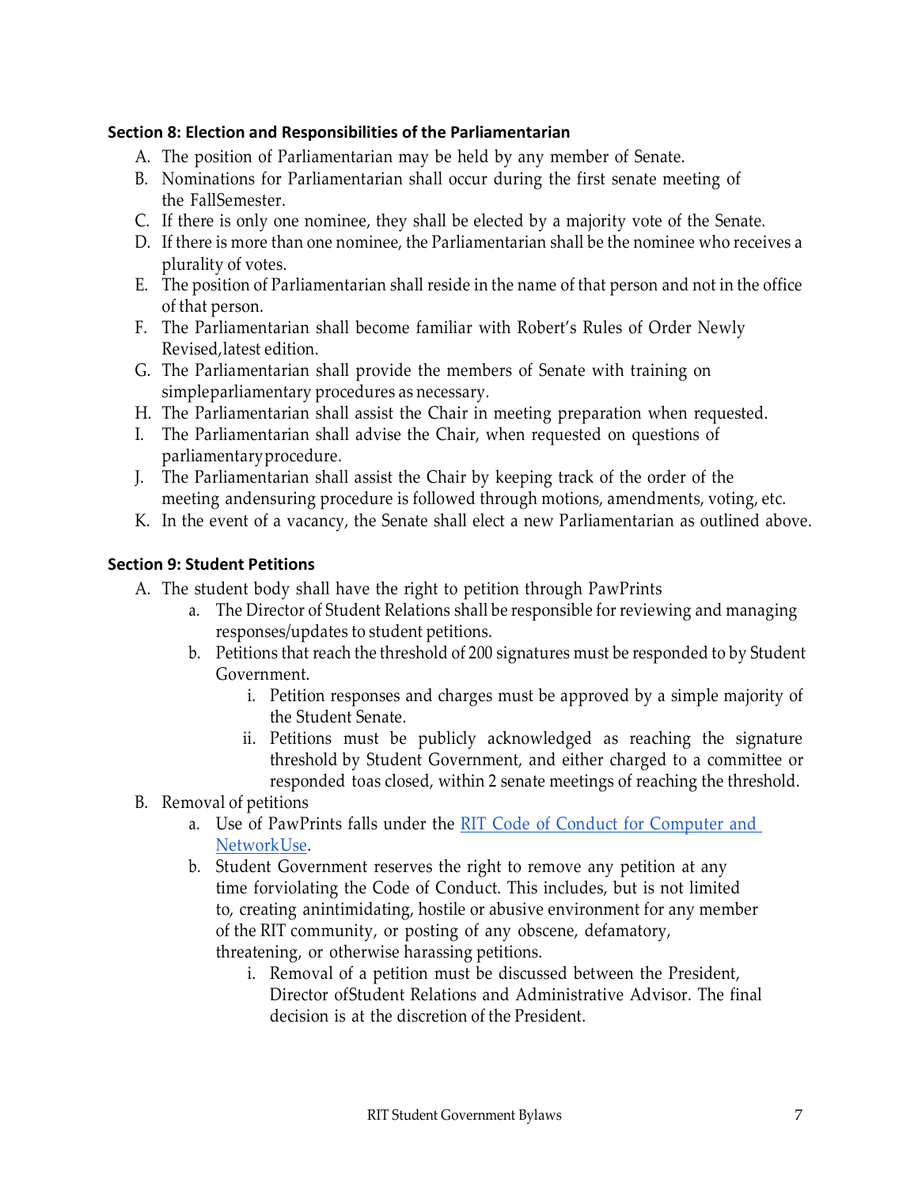### Section 8: Election and Responsibilities of the Parliamentarian

A. The position of Parliamentarian may be held by any member of Senate.
B. Nominations for Parliamentarian shall occur during the first senate meeting of the FallSemester.
C. If there is only one nominee, they shall be elected by a majority vote of the Senate.
D. If there is more than one nominee, the Parliamentarian shall be the nominee who receives a plurality of votes.
E. The position of Parliamentarian shall reside in the name of that person and not in the office of that person.
F. The Parliamentarian shall become familiar with Robert's Rules of Order Newly Revised,latest edition.
G. The Parliamentarian shall provide the members of Senate with training on simpleparliamentary procedures as necessary.
H. The Parliamentarian shall assist the Chair in meeting preparation when requested.
I. The Parliamentarian shall advise the Chair, when requested on questions of parliamentaryprocedure.
J. The Parliamentarian shall assist the Chair by keeping track of the order of the meeting andensuring procedure is followed through motions, amendments, voting, etc.
K. In the event of a vacancy, the Senate shall elect a new Parliamentarian as outlined above.

### Section 9: Student Petitions

A. The student body shall have the right to petition through PawPrints
   a. The Director of Student Relations shall be responsible for reviewing and managing responses/updates to student petitions.
   b. Petitions that reach the threshold of 200 signatures must be responded to by Student Government.
      i. Petition responses and charges must be approved by a simple majority of the Student Senate.
      ii. Petitions must be publicly acknowledged as reaching the signature threshold by Student Government, and either charged to a committee or responded toas closed, within 2 senate meetings of reaching the threshold.
B. Removal of petitions
   a. Use of PawPrints falls under the [RIT Code of Conduct for Computer and NetworkUse](RIT Code of Conduct for Computer and NetworkUse).
   b. Student Government reserves the right to remove any petition at any time forviolating the Code of Conduct. This includes, but is not limited to, creating anintimidating, hostile or abusive environment for any member of the RIT community, or posting of any obscene, defamatory, threatening, or otherwise harassing petitions.
      i. Removal of a petition must be discussed between the President, Director ofStudent Relations and Administrative Advisor. The final decision is at the discretion of the President.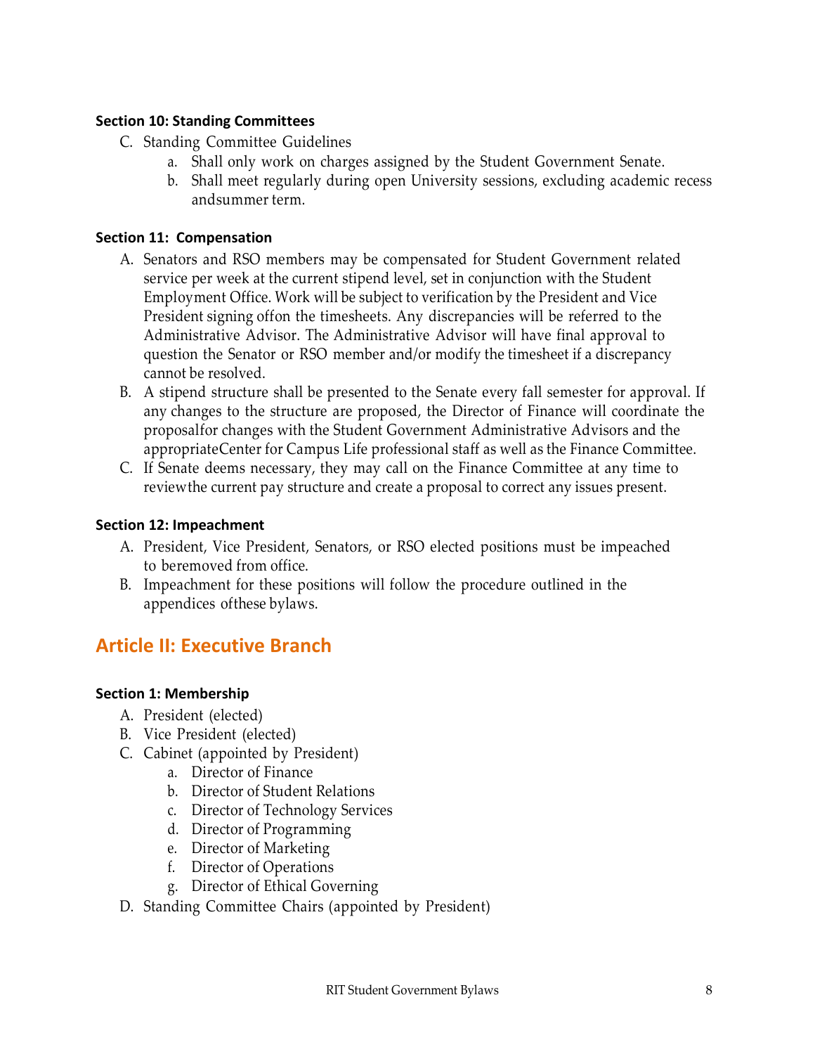### Section 10: Standing Committees

C. Standing Committee Guidelines
   a. Shall only work on charges assigned by the Student Government Senate.
   b. Shall meet regularly during open University sessions, excluding academic recess andsummer term.

### Section 11: Compensation

A. Senators and RSO members may be compensated for Student Government related service per week at the current stipend level, set in conjunction with the Student Employment Office. Work will be subject to verification by the President and Vice President signing offon the timesheets. Any discrepancies will be referred to the Administrative Advisor. The Administrative Advisor will have final approval to question the Senator or RSO member and/or modify the timesheet if a discrepancy cannot be resolved.
B. A stipend structure shall be presented to the Senate every fall semester for approval. If any changes to the structure are proposed, the Director of Finance will coordinate the proposalfor changes with the Student Government Administrative Advisors and the appropriateCenter for Campus Life professional staff as well as the Finance Committee.
C. If Senate deems necessary, they may call on the Finance Committee at any time to reviewthe current pay structure and create a proposal to correct any issues present.

### Section 12: Impeachment

A. President, Vice President, Senators, or RSO elected positions must be impeached to beremoved from office.
B. Impeachment for these positions will follow the procedure outlined in the appendices ofthese bylaws.

## Article II: Executive Branch

### Section 1: Membership

A. President (elected)
B. Vice President (elected)
C. Cabinet (appointed by President)
   a. Director of Finance
   b. Director of Student Relations
   c. Director of Technology Services
   d. Director of Programming
   e. Director of Marketing
   f. Director of Operations
   g. Director of Ethical Governing
D. Standing Committee Chairs (appointed by President)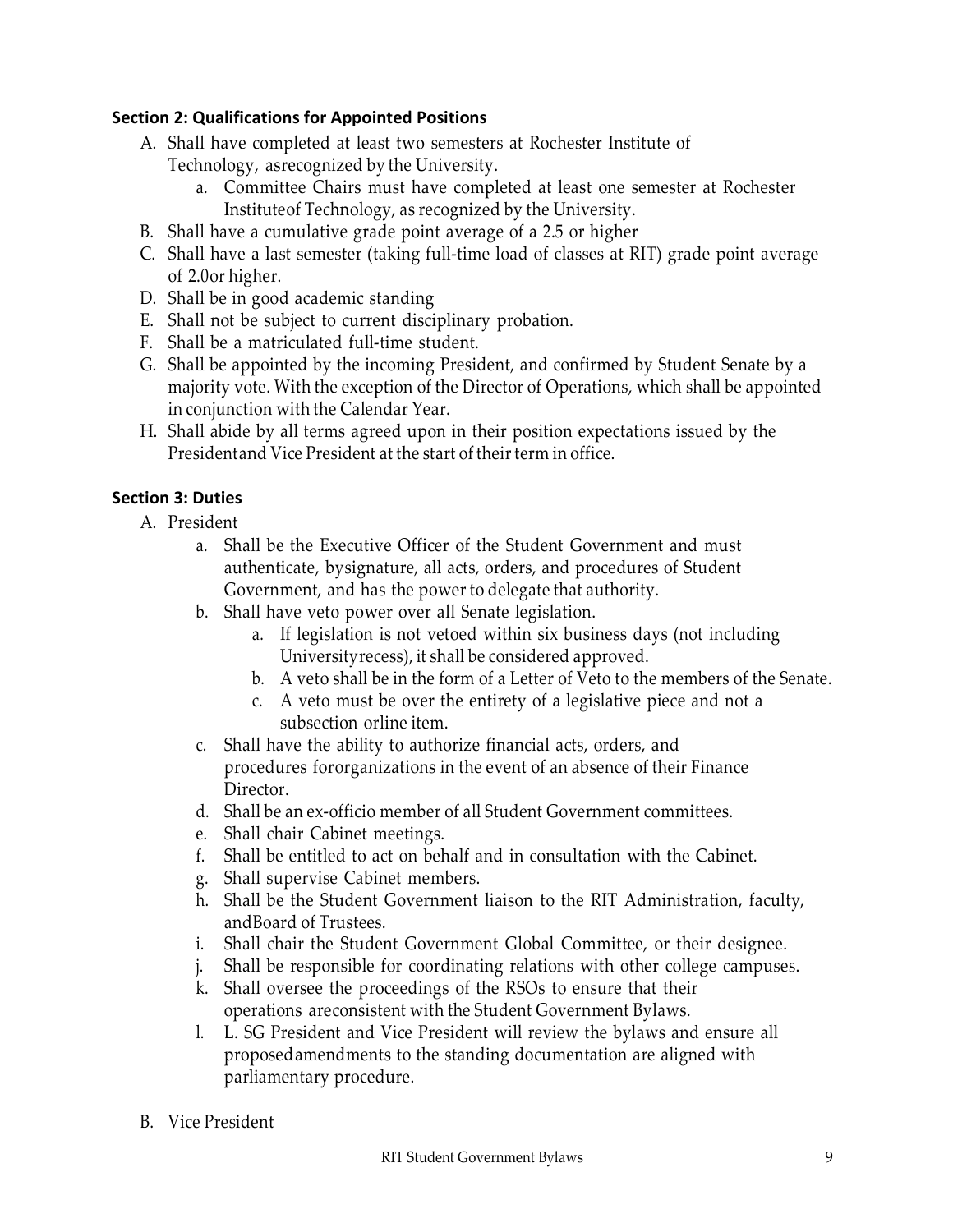### Section 2: Qualifications for Appointed Positions

A. Shall have completed at least two semesters at Rochester Institute of Technology, asrecognized by the University.
   a. Committee Chairs must have completed at least one semester at Rochester Instituteof Technology, as recognized by the University.
B. Shall have a cumulative grade point average of a 2.5 or higher
C. Shall have a last semester (taking full-time load of classes at RIT) grade point average of 2.0or higher.
D. Shall be in good academic standing
E. Shall not be subject to current disciplinary probation.
F. Shall be a matriculated full-time student.
G. Shall be appointed by the incoming President, and confirmed by Student Senate by a majority vote. With the exception of the Director of Operations, which shall be appointed in conjunction with the Calendar Year.
H. Shall abide by all terms agreed upon in their position expectations issued by the Presidentand Vice President at the start of their term in office.

### Section 3: Duties

A. President
   a. Shall be the Executive Officer of the Student Government and must authenticate, bysignature, all acts, orders, and procedures of Student Government, and has the power to delegate that authority.
   b. Shall have veto power over all Senate legislation.
      a. If legislation is not vetoed within six business days (not including Universityrecess), it shall be considered approved.
      b. A veto shall be in the form of a Letter of Veto to the members of the Senate.
      c. A veto must be over the entirety of a legislative piece and not a subsection orline item.
   c. Shall have the ability to authorize financial acts, orders, and procedures fororganizations in the event of an absence of their Finance Director.
   d. Shall be an ex-officio member of all Student Government committees.
   e. Shall chair Cabinet meetings.
   f. Shall be entitled to act on behalf and in consultation with the Cabinet.
   g. Shall supervise Cabinet members.
   h. Shall be the Student Government liaison to the RIT Administration, faculty, andBoard of Trustees.
   i. Shall chair the Student Government Global Committee, or their designee.
   j. Shall be responsible for coordinating relations with other college campuses.
   k. Shall oversee the proceedings of the RSOs to ensure that their operations areconsistent with the Student Government Bylaws.
   l. L. SG President and Vice President will review the bylaws and ensure all proposedamendments to the standing documentation are aligned with parliamentary procedure.

B. Vice President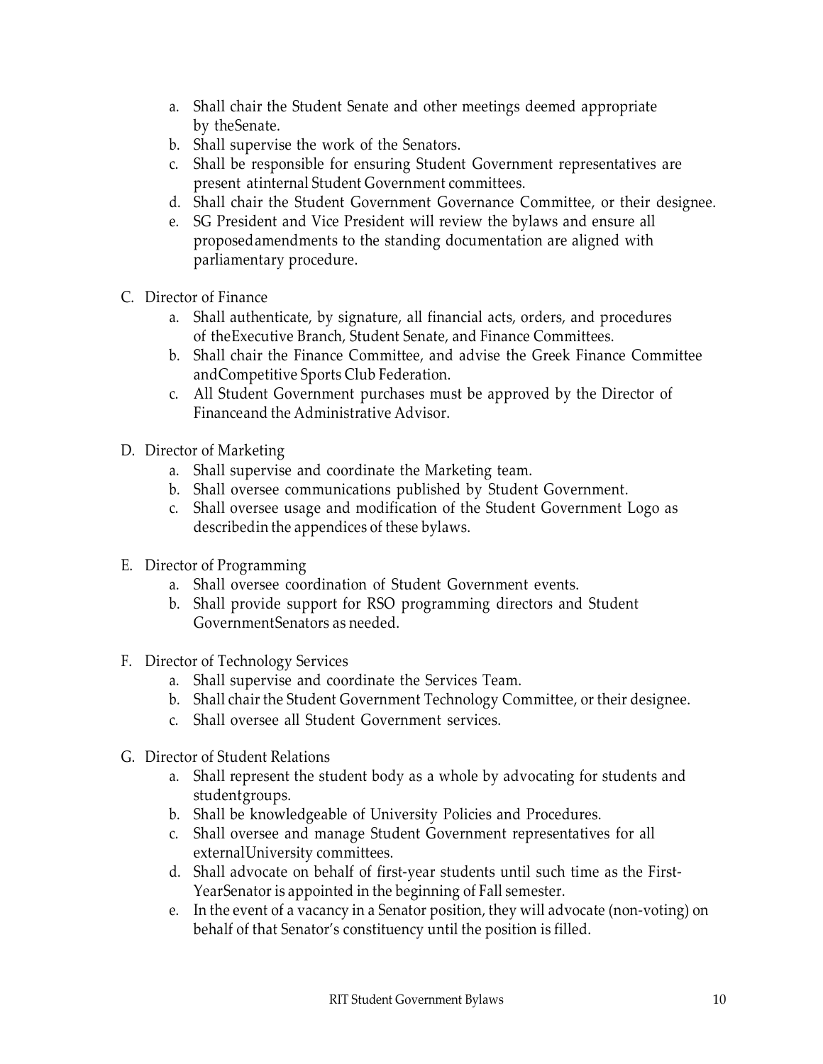a. Shall chair the Student Senate and other meetings deemed appropriate by theSenate.
b. Shall supervise the work of the Senators.
c. Shall be responsible for ensuring Student Government representatives are present atinternal Student Government committees.
d. Shall chair the Student Government Governance Committee, or their designee.
e. SG President and Vice President will review the bylaws and ensure all proposedamendments to the standing documentation are aligned with parliamentary procedure.

C. Director of Finance
   a. Shall authenticate, by signature, all financial acts, orders, and procedures of theExecutive Branch, Student Senate, and Finance Committees.
   b. Shall chair the Finance Committee, and advise the Greek Finance Committee andCompetitive Sports Club Federation.
   c. All Student Government purchases must be approved by the Director of Financeand the Administrative Advisor.

D. Director of Marketing
   a. Shall supervise and coordinate the Marketing team.
   b. Shall oversee communications published by Student Government.
   c. Shall oversee usage and modification of the Student Government Logo as describedin the appendices of these bylaws.

E. Director of Programming
   a. Shall oversee coordination of Student Government events.
   b. Shall provide support for RSO programming directors and Student GovernmentSenators as needed.

F. Director of Technology Services
   a. Shall supervise and coordinate the Services Team.
   b. Shall chair the Student Government Technology Committee, or their designee.
   c. Shall oversee all Student Government services.

G. Director of Student Relations
   a. Shall represent the student body as a whole by advocating for students and studentgroups.
   b. Shall be knowledgeable of University Policies and Procedures.
   c. Shall oversee and manage Student Government representatives for all externalUniversity committees.
   d. Shall advocate on behalf of first-year students until such time as the First-YearSenator is appointed in the beginning of Fall semester.
   e. In the event of a vacancy in a Senator position, they will advocate (non-voting) on behalf of that Senator's constituency until the position is filled.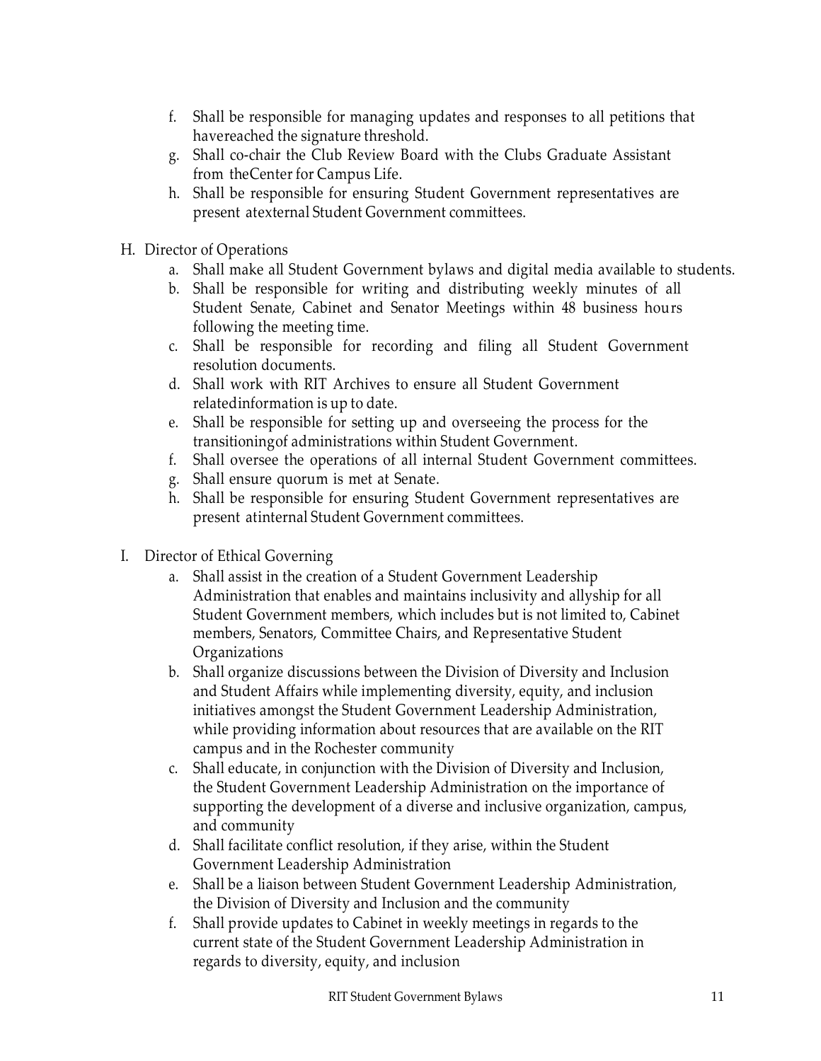f. Shall be responsible for managing updates and responses to all petitions that havereached the signature threshold.
g. Shall co-chair the Club Review Board with the Clubs Graduate Assistant from theCenter for Campus Life.
h. Shall be responsible for ensuring Student Government representatives are present atexternal Student Government committees.

H. Director of Operations
   a. Shall make all Student Government bylaws and digital media available to students.
   b. Shall be responsible for writing and distributing weekly minutes of all Student Senate, Cabinet and Senator Meetings within 48 business hours following the meeting time.
   c. Shall be responsible for recording and filing all Student Government resolution documents.
   d. Shall work with RIT Archives to ensure all Student Government relatedinformation is up to date.
   e. Shall be responsible for setting up and overseeing the process for the transitioningof administrations within Student Government.
   f. Shall oversee the operations of all internal Student Government committees.
   g. Shall ensure quorum is met at Senate.
   h. Shall be responsible for ensuring Student Government representatives are present atinternal Student Government committees.

I. Director of Ethical Governing
   a. Shall assist in the creation of a Student Government Leadership Administration that enables and maintains inclusivity and allyship for all Student Government members, which includes but is not limited to, Cabinet members, Senators, Committee Chairs, and Representative Student Organizations
   b. Shall organize discussions between the Division of Diversity and Inclusion and Student Affairs while implementing diversity, equity, and inclusion initiatives amongst the Student Government Leadership Administration, while providing information about resources that are available on the RIT campus and in the Rochester community
   c. Shall educate, in conjunction with the Division of Diversity and Inclusion, the Student Government Leadership Administration on the importance of supporting the development of a diverse and inclusive organization, campus, and community
   d. Shall facilitate conflict resolution, if they arise, within the Student Government Leadership Administration
   e. Shall be a liaison between Student Government Leadership Administration, the Division of Diversity and Inclusion and the community
   f. Shall provide updates to Cabinet in weekly meetings in regards to the current state of the Student Government Leadership Administration in regards to diversity, equity, and inclusion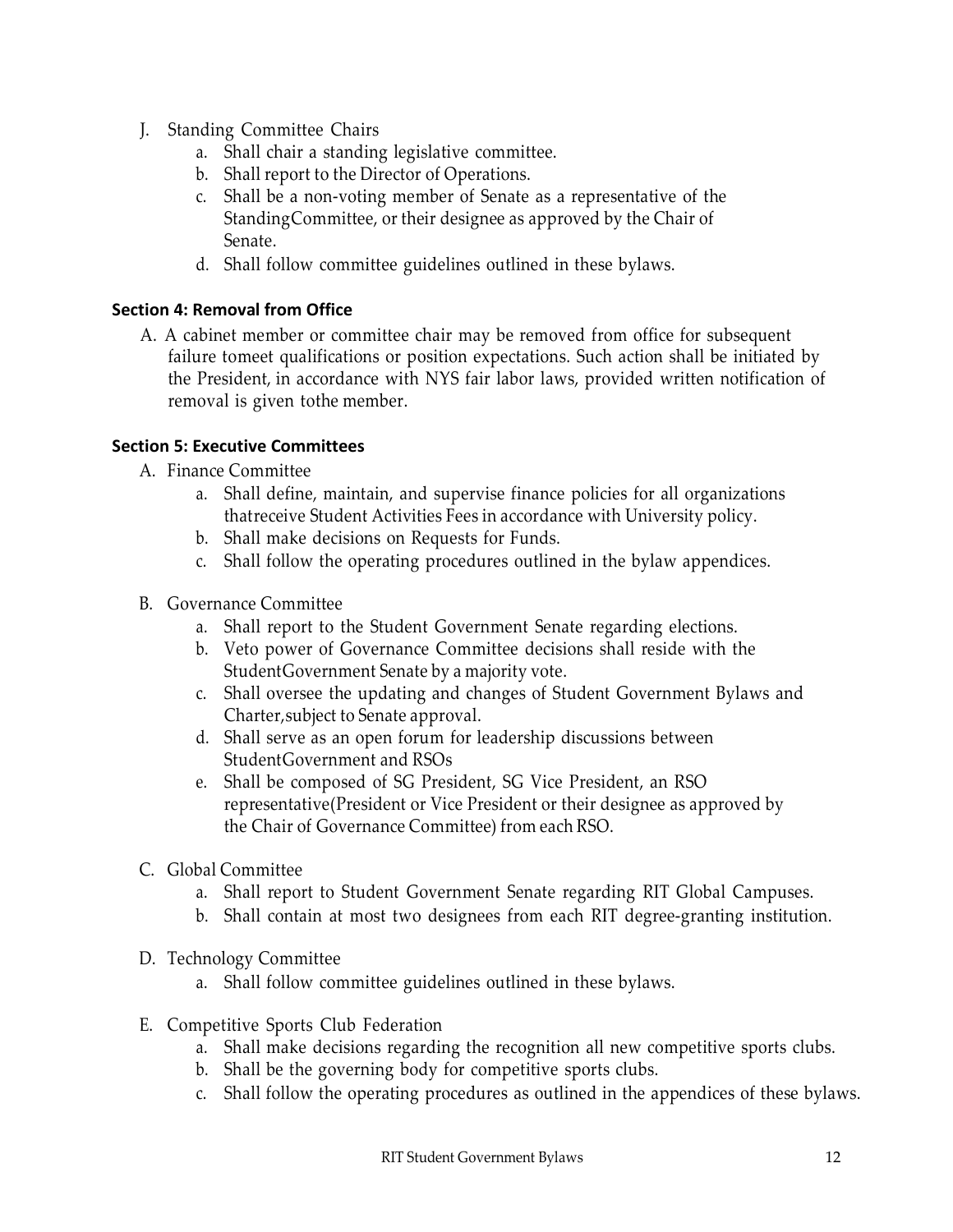J. Standing Committee Chairs
   a. Shall chair a standing legislative committee.
   b. Shall report to the Director of Operations.
   c. Shall be a non-voting member of Senate as a representative of the StandingCommittee, or their designee as approved by the Chair of Senate.
   d. Shall follow committee guidelines outlined in these bylaws.

**Section 4: Removal from Office**

A. A cabinet member or committee chair may be removed from office for subsequent failure tomeet qualifications or position expectations. Such action shall be initiated by the President, in accordance with NYS fair labor laws, provided written notification of removal is given tothe member.

**Section 5: Executive Committees**

A. Finance Committee
   a. Shall define, maintain, and supervise finance policies for all organizations thatreceive Student Activities Fees in accordance with University policy.
   b. Shall make decisions on Requests for Funds.
   c. Shall follow the operating procedures outlined in the bylaw appendices.

B. Governance Committee
   a. Shall report to the Student Government Senate regarding elections.
   b. Veto power of Governance Committee decisions shall reside with the StudentGovernment Senate by a majority vote.
   c. Shall oversee the updating and changes of Student Government Bylaws and Charter,subject to Senate approval.
   d. Shall serve as an open forum for leadership discussions between StudentGovernment and RSOs
   e. Shall be composed of SG President, SG Vice President, an RSO representative(President or Vice President or their designee as approved by the Chair of Governance Committee) from each RSO.

C. Global Committee
   a. Shall report to Student Government Senate regarding RIT Global Campuses.
   b. Shall contain at most two designees from each RIT degree-granting institution.

D. Technology Committee
   a. Shall follow committee guidelines outlined in these bylaws.

E. Competitive Sports Club Federation
   a. Shall make decisions regarding the recognition all new competitive sports clubs.
   b. Shall be the governing body for competitive sports clubs.
   c. Shall follow the operating procedures as outlined in the appendices of these bylaws.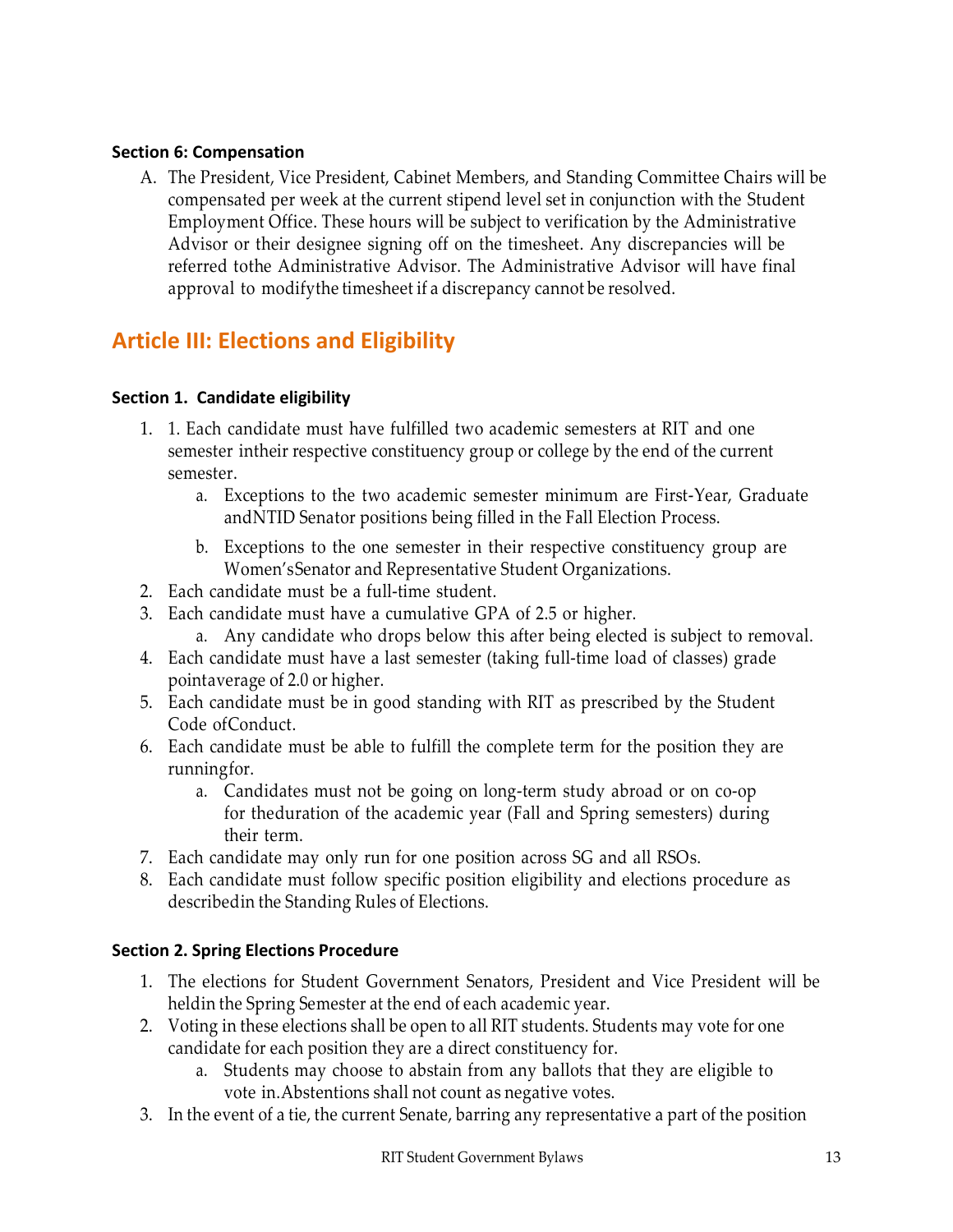### Section 6: Compensation

A. The President, Vice President, Cabinet Members, and Standing Committee Chairs will be compensated per week at the current stipend level set in conjunction with the Student Employment Office. These hours will be subject to verification by the Administrative Advisor or their designee signing off on the timesheet. Any discrepancies will be referred tothe Administrative Advisor. The Administrative Advisor will have final approval to modifythe timesheet if a discrepancy cannot be resolved.

## Article III: Elections and Eligibility

### Section 1. Candidate eligibility

1. 1. Each candidate must have fulfilled two academic semesters at RIT and one semester intheir respective constituency group or college by the end of the current semester.
    a. Exceptions to the two academic semester minimum are First-Year, Graduate andNTID Senator positions being filled in the Fall Election Process.
    b. Exceptions to the one semester in their respective constituency group are Women'sSenator and Representative Student Organizations.
2. Each candidate must be a full-time student.
3. Each candidate must have a cumulative GPA of 2.5 or higher.
    a. Any candidate who drops below this after being elected is subject to removal.
4. Each candidate must have a last semester (taking full-time load of classes) grade pointaverage of 2.0 or higher.
5. Each candidate must be in good standing with RIT as prescribed by the Student Code ofConduct.
6. Each candidate must be able to fulfill the complete term for the position they are runningfor.
    a. Candidates must not be going on long-term study abroad or on co-op for theduration of the academic year (Fall and Spring semesters) during their term.
7. Each candidate may only run for one position across SG and all RSOs.
8. Each candidate must follow specific position eligibility and elections procedure as describedin the Standing Rules of Elections.

### Section 2. Spring Elections Procedure

1. The elections for Student Government Senators, President and Vice President will be heldin the Spring Semester at the end of each academic year.
2. Voting in these elections shall be open to all RIT students. Students may vote for one candidate for each position they are a direct constituency for.
    a. Students may choose to abstain from any ballots that they are eligible to vote in.Abstentions shall not count as negative votes.
3. In the event of a tie, the current Senate, barring any representative a part of the position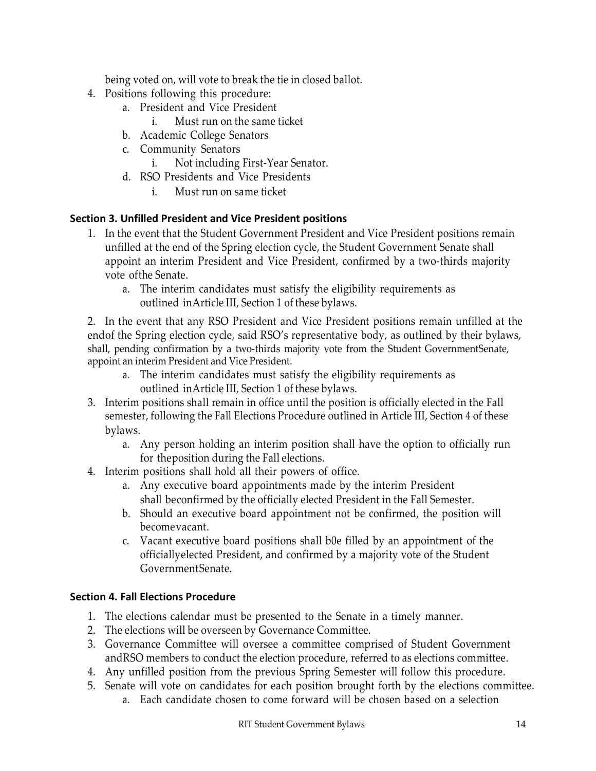being voted on, will vote to break the tie in closed ballot.

4. Positions following this procedure:
    a. President and Vice President
        i. Must run on the same ticket
    b. Academic College Senators
    c. Community Senators
        i. Not including First-Year Senator.
    d. RSO Presidents and Vice Presidents
        i. Must run on same ticket

### Section 3. Unfilled President and Vice President positions

1. In the event that the Student Government President and Vice President positions remain unfilled at the end of the Spring election cycle, the Student Government Senate shall appoint an interim President and Vice President, confirmed by a two-thirds majority vote ofthe Senate.
    a. The interim candidates must satisfy the eligibility requirements as outlined inArticle III, Section 1 of these bylaws.

2. In the event that any RSO President and Vice President positions remain unfilled at the endof the Spring election cycle, said RSO's representative body, as outlined by their bylaws, shall, pending confirmation by a two-thirds majority vote from the Student GovernmentSenate, appoint an interim President and Vice President.
    a. The interim candidates must satisfy the eligibility requirements as outlined inArticle III, Section 1 of these bylaws.

3. Interim positions shall remain in office until the position is officially elected in the Fall semester, following the Fall Elections Procedure outlined in Article III, Section 4 of these bylaws.
    a. Any person holding an interim position shall have the option to officially run for theposition during the Fall elections.

4. Interim positions shall hold all their powers of office.
    a. Any executive board appointments made by the interim President shall beconfirmed by the officially elected President in the Fall Semester.
    b. Should an executive board appointment not be confirmed, the position will becomevacant.
    c. Vacant executive board positions shall b0e filled by an appointment of the officiallyelected President, and confirmed by a majority vote of the Student GovernmentSenate.

### Section 4. Fall Elections Procedure

1. The elections calendar must be presented to the Senate in a timely manner.
2. The elections will be overseen by Governance Committee.
3. Governance Committee will oversee a committee comprised of Student Government andRSO members to conduct the election procedure, referred to as elections committee.
4. Any unfilled position from the previous Spring Semester will follow this procedure.
5. Senate will vote on candidates for each position brought forth by the elections committee.
    a. Each candidate chosen to come forward will be chosen based on a selection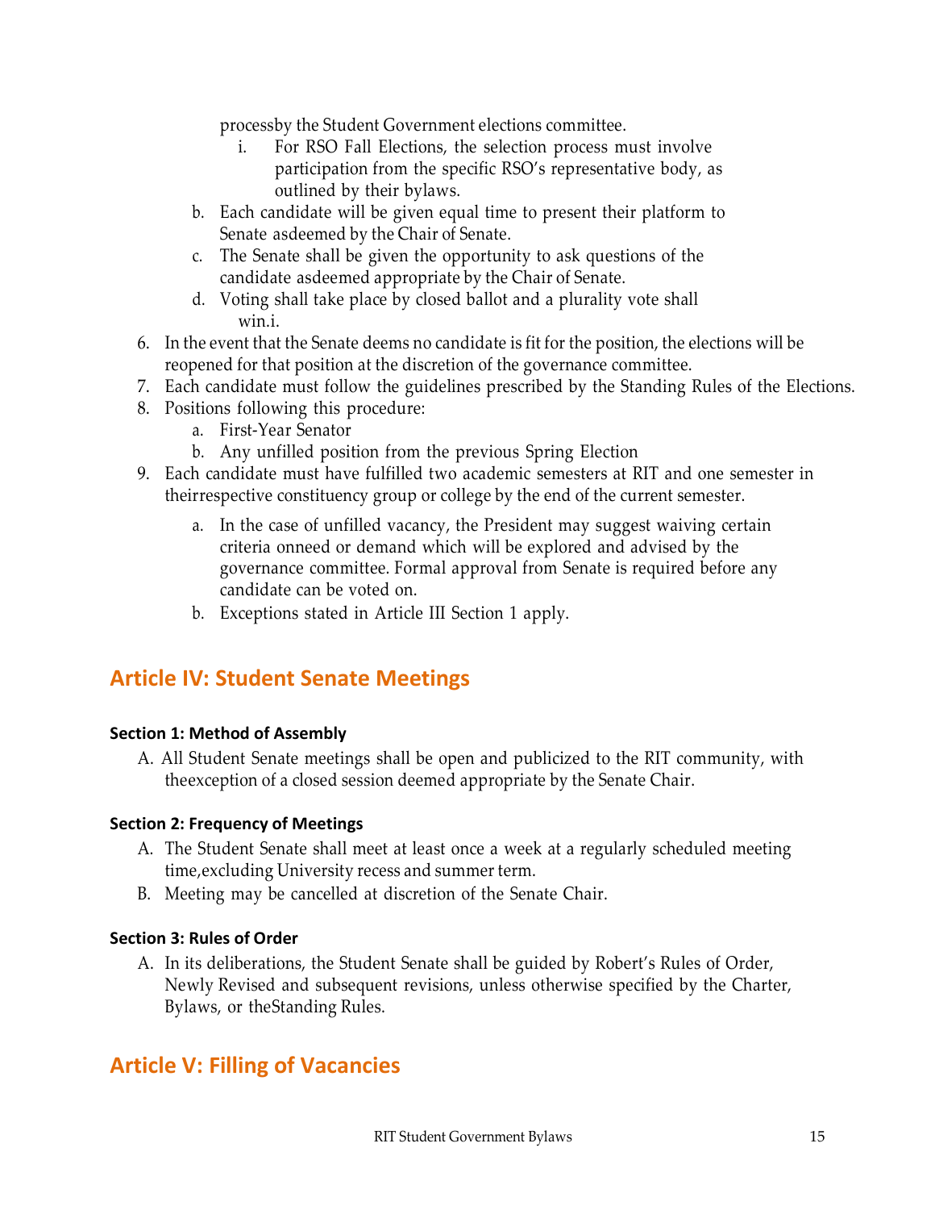process by the Student Government elections committee.

i. For RSO Fall Elections, the selection process must involve participation from the specific RSO's representative body, as outlined by their bylaws.

b. Each candidate will be given equal time to present their platform to Senate as deemed by the Chair of Senate.

c. The Senate shall be given the opportunity to ask questions of the candidate as deemed appropriate by the Chair of Senate.

d. Voting shall take place by closed ballot and a plurality vote shall win.i.

6. In the event that the Senate deems no candidate is fit for the position, the elections will be reopened for that position at the discretion of the governance committee.
7. Each candidate must follow the guidelines prescribed by the Standing Rules of the Elections.
8. Positions following this procedure:
   a. First-Year Senator
   b. Any unfilled position from the previous Spring Election
9. Each candidate must have fulfilled two academic semesters at RIT and one semester in their respective constituency group or college by the end of the current semester.
   a. In the case of unfilled vacancy, the President may suggest waiving certain criteria on need or demand which will be explored and advised by the governance committee. Formal approval from Senate is required before any candidate can be voted on.
   b. Exceptions stated in Article III Section 1 apply.

## Article IV: Student Senate Meetings

### Section 1: Method of Assembly

A. All Student Senate meetings shall be open and publicized to the RIT community, with the exception of a closed session deemed appropriate by the Senate Chair.

### Section 2: Frequency of Meetings

A. The Student Senate shall meet at least once a week at a regularly scheduled meeting time, excluding University recess and summer term.

B. Meeting may be cancelled at discretion of the Senate Chair.

### Section 3: Rules of Order

A. In its deliberations, the Student Senate shall be guided by Robert's Rules of Order, Newly Revised and subsequent revisions, unless otherwise specified by the Charter, Bylaws, or the Standing Rules.

## Article V: Filling of Vacancies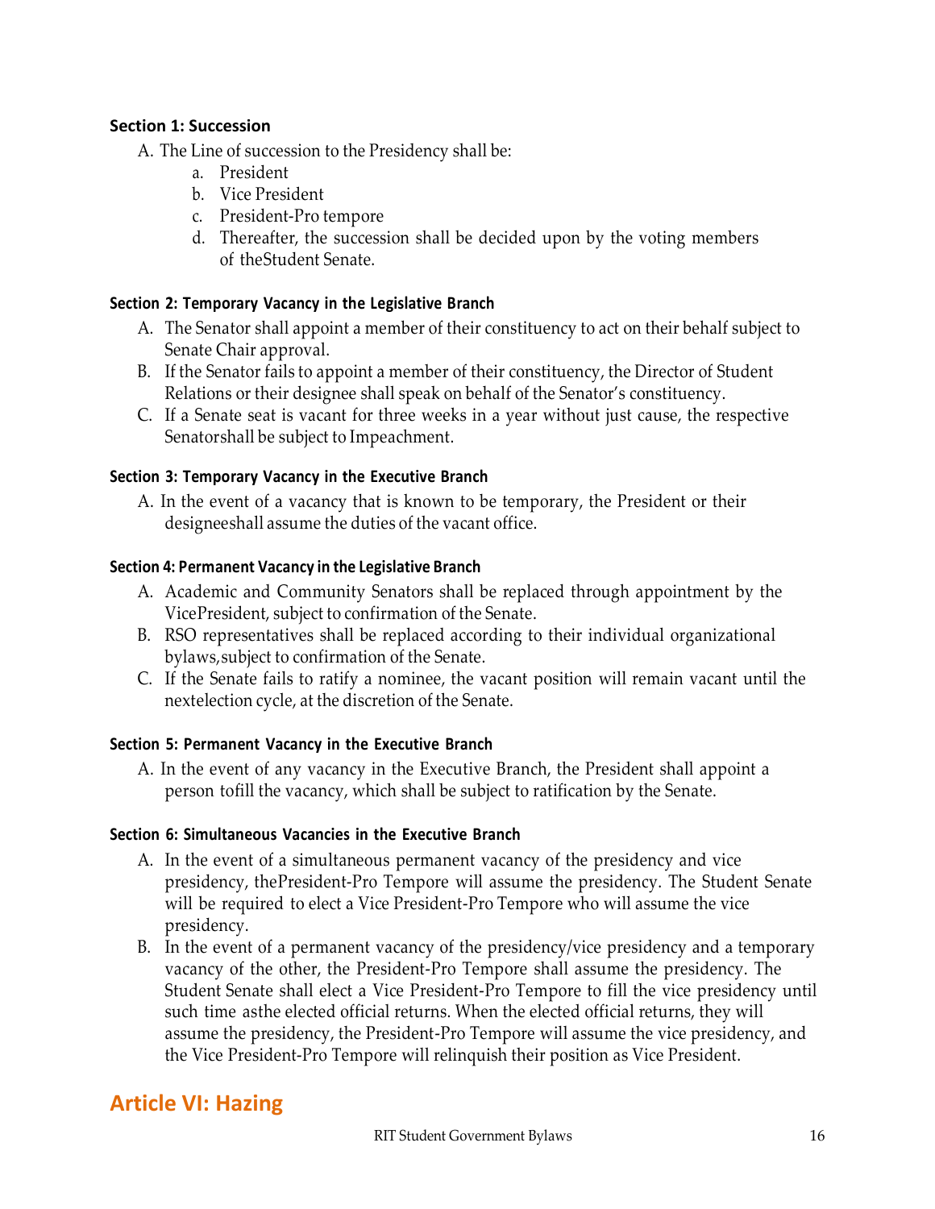### Section 1: Succession

A. The Line of succession to the Presidency shall be:
   a. President
   b. Vice President
   c. President-Pro tempore
   d. Thereafter, the succession shall be decided upon by the voting members of theStudent Senate.

### Section 2: Temporary Vacancy in the Legislative Branch

A. The Senator shall appoint a member of their constituency to act on their behalf subject to Senate Chair approval.
B. If the Senator fails to appoint a member of their constituency, the Director of Student Relations or their designee shall speak on behalf of the Senator's constituency.
C. If a Senate seat is vacant for three weeks in a year without just cause, the respective Senatorshall be subject to Impeachment.

### Section 3: Temporary Vacancy in the Executive Branch

A. In the event of a vacancy that is known to be temporary, the President or their designeeshall assume the duties of the vacant office.

### Section 4: Permanent Vacancy in the Legislative Branch

A. Academic and Community Senators shall be replaced through appointment by the VicePresident, subject to confirmation of the Senate.
B. RSO representatives shall be replaced according to their individual organizational bylaws,subject to confirmation of the Senate.
C. If the Senate fails to ratify a nominee, the vacant position will remain vacant until the nextelection cycle, at the discretion of the Senate.

### Section 5: Permanent Vacancy in the Executive Branch

A. In the event of any vacancy in the Executive Branch, the President shall appoint a person tofill the vacancy, which shall be subject to ratification by the Senate.

### Section 6: Simultaneous Vacancies in the Executive Branch

A. In the event of a simultaneous permanent vacancy of the presidency and vice presidency, thePresident-Pro Tempore will assume the presidency. The Student Senate will be required to elect a Vice President-Pro Tempore who will assume the vice presidency.
B. In the event of a permanent vacancy of the presidency/vice presidency and a temporary vacancy of the other, the President-Pro Tempore shall assume the presidency. The Student Senate shall elect a Vice President-Pro Tempore to fill the vice presidency until such time asthe elected official returns. When the elected official returns, they will assume the presidency, the President-Pro Tempore will assume the vice presidency, and the Vice President-Pro Tempore will relinquish their position as Vice President.

## Article VI: Hazing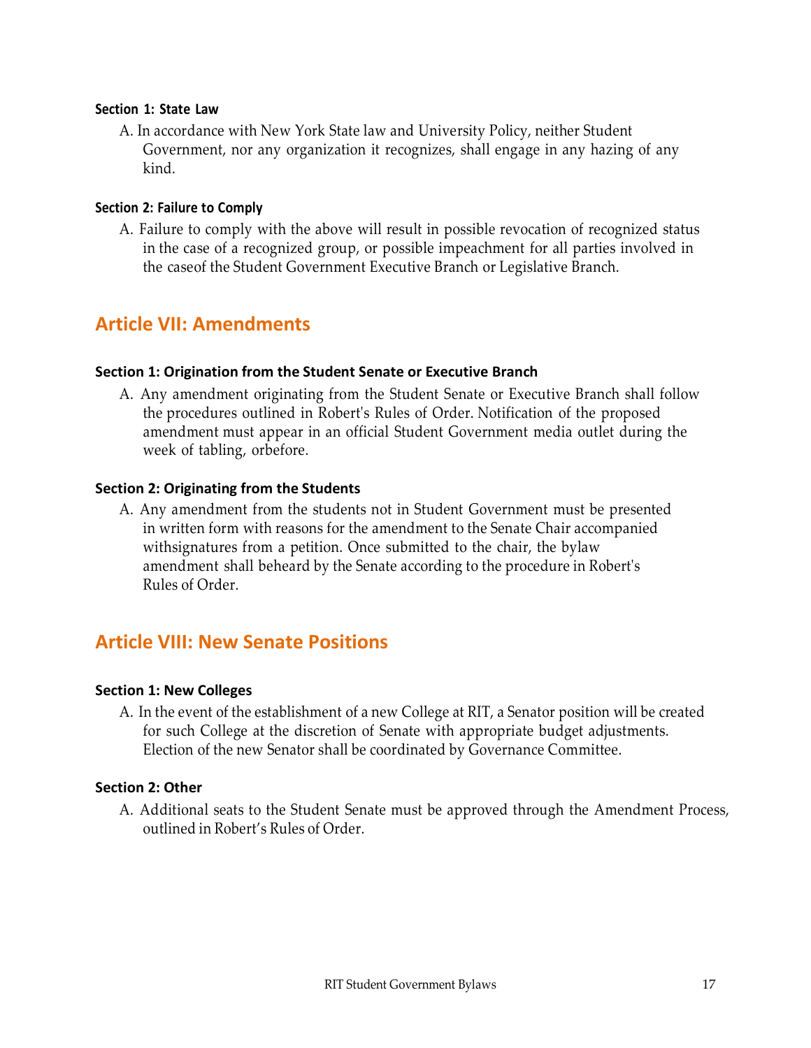### Section 1: State Law

A. In accordance with New York State law and University Policy, neither Student Government, nor any organization it recognizes, shall engage in any hazing of any kind.

### Section 2: Failure to Comply

A. Failure to comply with the above will result in possible revocation of recognized status in the case of a recognized group, or possible impeachment for all parties involved in the caseof the Student Government Executive Branch or Legislative Branch.

## Article VII: Amendments

### Section 1: Origination from the Student Senate or Executive Branch

A. Any amendment originating from the Student Senate or Executive Branch shall follow the procedures outlined in Robert's Rules of Order. Notification of the proposed amendment must appear in an official Student Government media outlet during the week of tabling, orbefore.

### Section 2: Originating from the Students

A. Any amendment from the students not in Student Government must be presented in written form with reasons for the amendment to the Senate Chair accompanied withsignatures from a petition. Once submitted to the chair, the bylaw amendment shall beheard by the Senate according to the procedure in Robert's Rules of Order.

## Article VIII: New Senate Positions

### Section 1: New Colleges

A. In the event of the establishment of a new College at RIT, a Senator position will be created for such College at the discretion of Senate with appropriate budget adjustments. Election of the new Senator shall be coordinated by Governance Committee.

### Section 2: Other

A. Additional seats to the Student Senate must be approved through the Amendment Process, outlined in Robert's Rules of Order.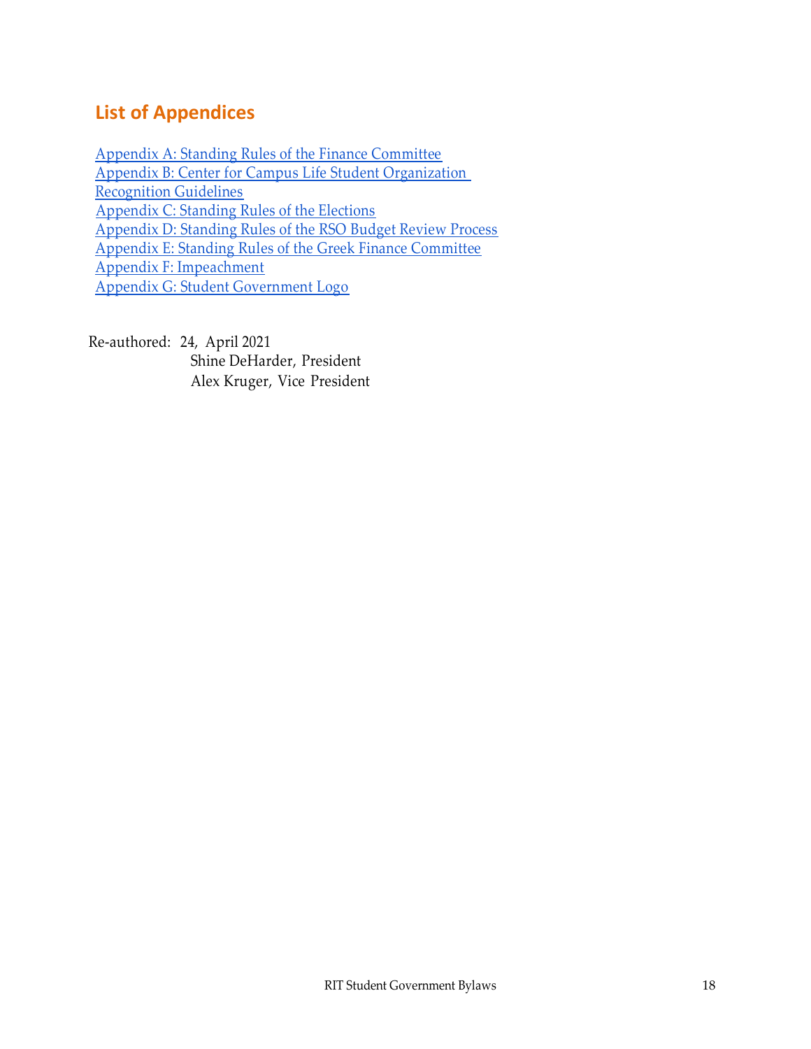## List of Appendices

Appendix A: Standing Rules of the Finance Committee
Appendix B: Center for Campus Life Student Organization Recognition Guidelines
Appendix C: Standing Rules of the Elections
Appendix D: Standing Rules of the RSO Budget Review Process
Appendix E: Standing Rules of the Greek Finance Committee
Appendix F: Impeachment
Appendix G: Student Government Logo

Re-authored: 24, April 2021
Shine DeHarder, President
Alex Kruger, Vice President